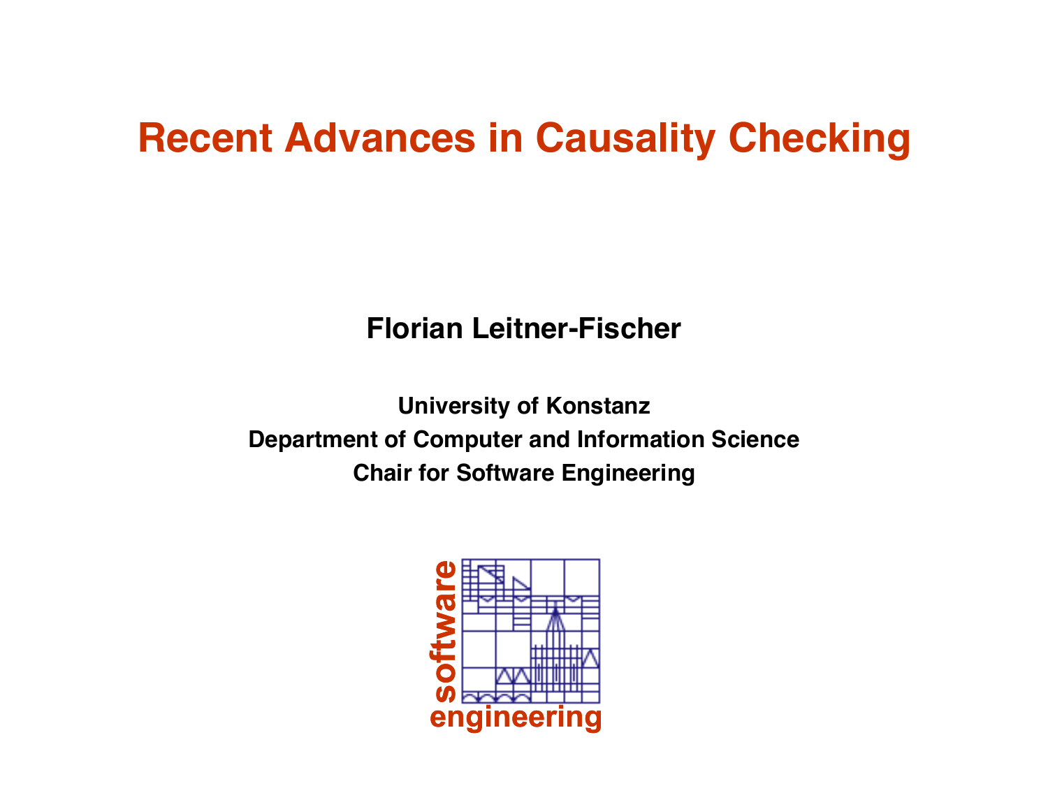# Recent Advances in Causality Checking

**Florian Leitner-Fischer**

**University of Konstanz**
**Department of Computer and Information Science**
**Chair for Software Engineering**

software engineering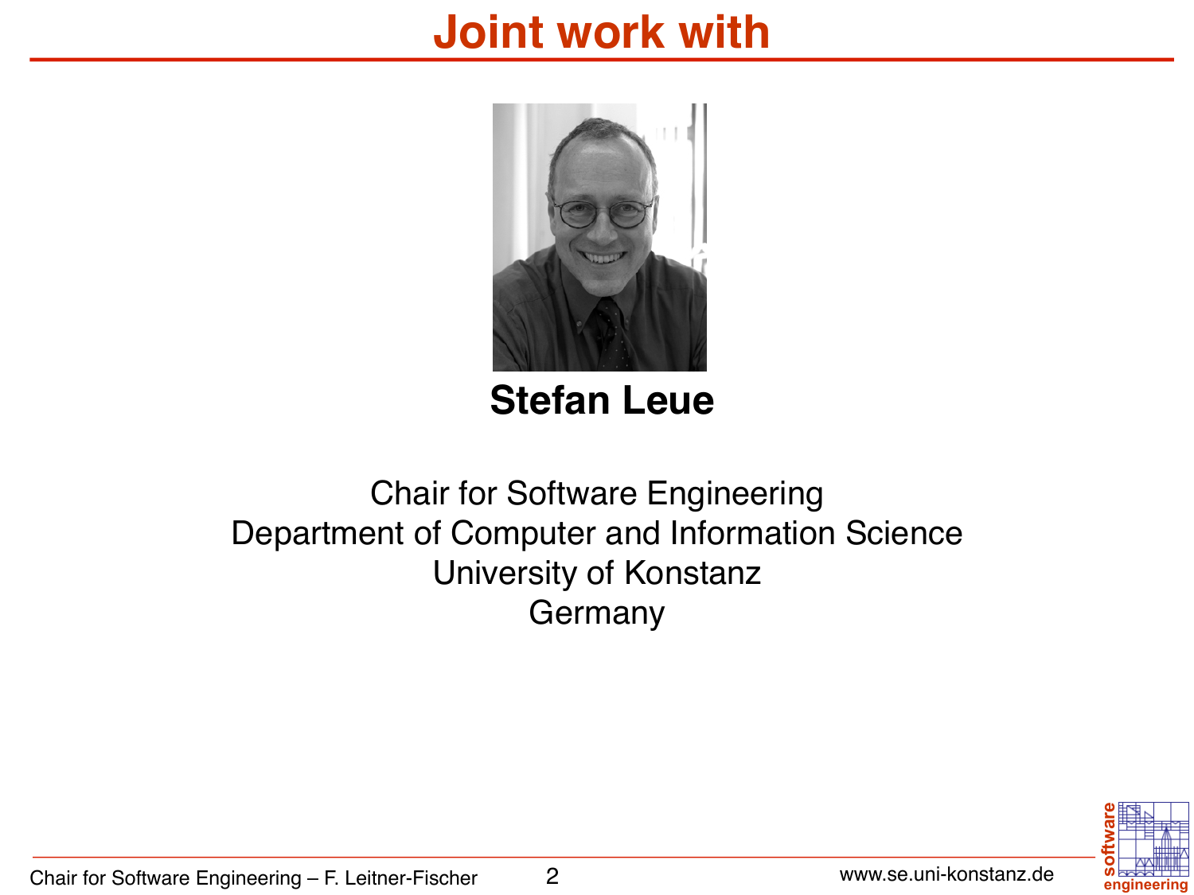# Joint work with

**Stefan Leue**

Chair for Software Engineering
Department of Computer and Information Science
University of Konstanz
Germany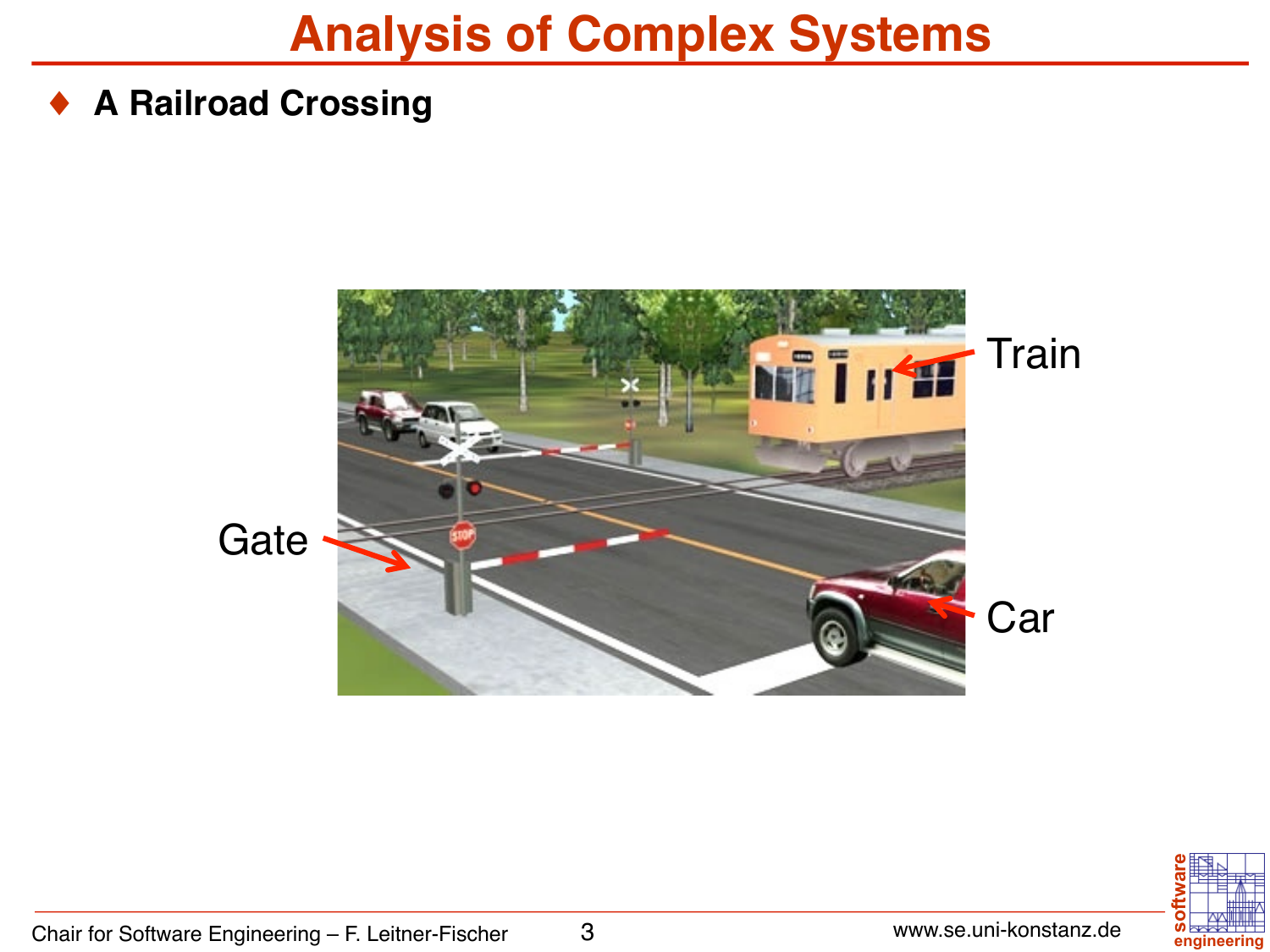# Analysis of Complex Systems

- **A Railroad Crossing**

Train

Gate

Car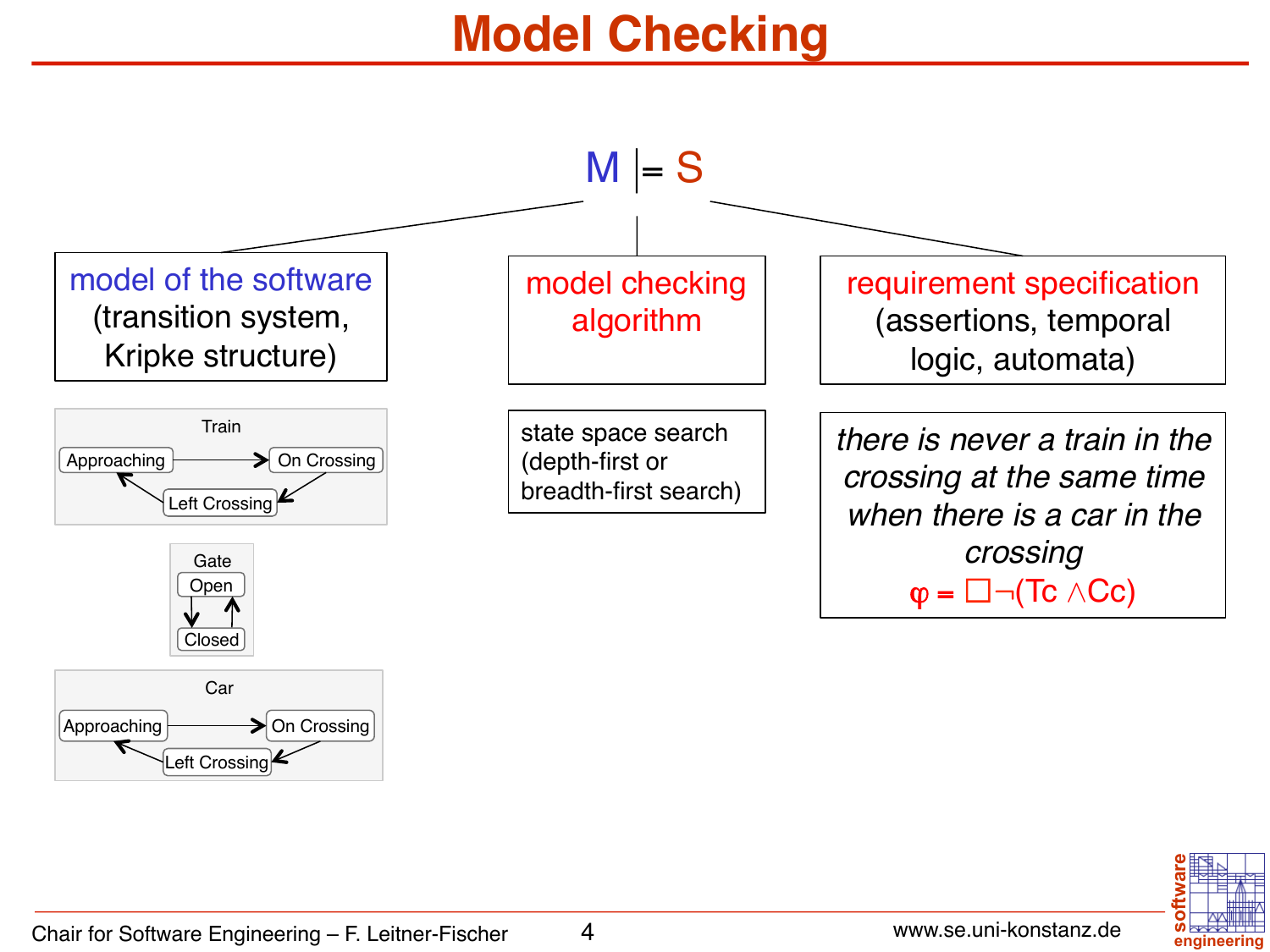# Model Checking

$$M \models S$$

**model of the software** (transition system, Kripke structure)

Train: Approaching → On Crossing → Left Crossing → Approaching

Gate: Open → Closed → Open

Car: Approaching → On Crossing → Left Crossing → Approaching

**model checking algorithm**

state space search (depth-first or breadth-first search)

**requirement specification** (assertions, temporal logic, automata)

*there is never a train in the crossing at the same time when there is a car in the crossing*

$$\varphi = \Box \neg (Tc \wedge Cc)$$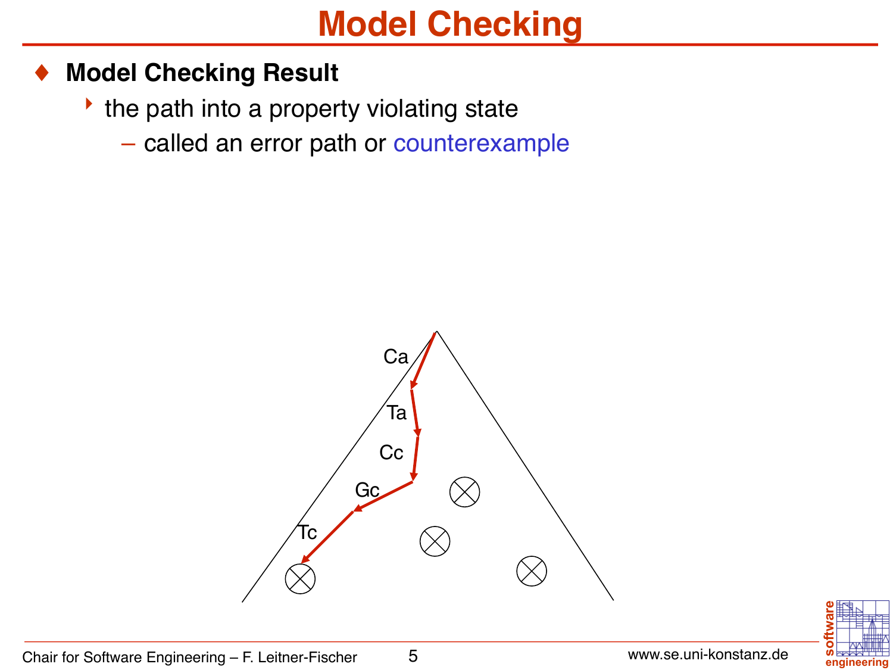# Model Checking

- **Model Checking Result**
  - the path into a property violating state
    - called an error path or counterexample

Ca

Ta

Cc

Gc

Tc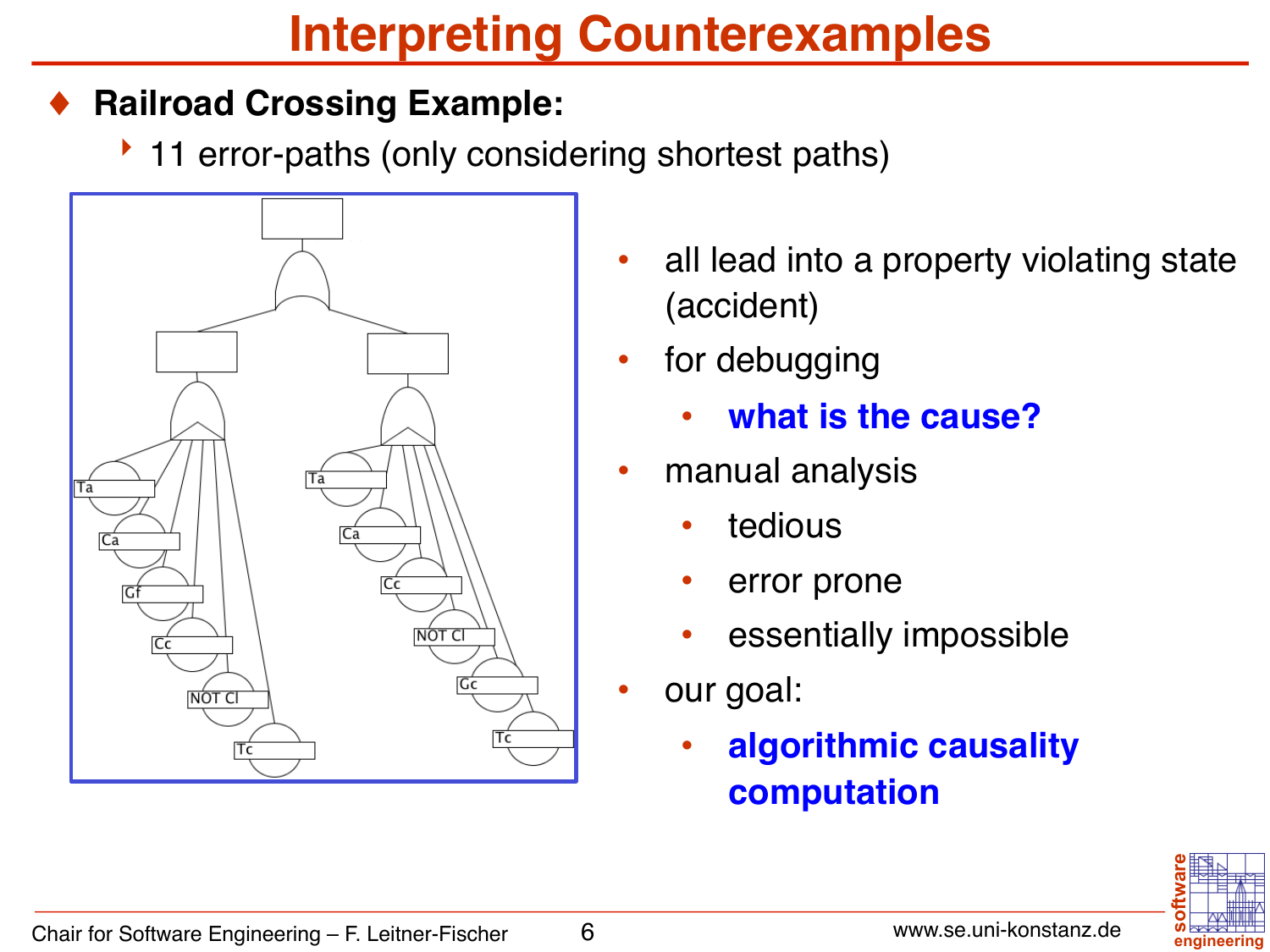# Interpreting Counterexamples

- **Railroad Crossing Example:**
  - 11 error-paths (only considering shortest paths)

Ta, Ca, Gf, Cc, NOT Cl, Tc

Ta, Ca, Cc, NOT Cl, Gc, Tc

- all lead into a property violating state (accident)
- for debugging
  - **what is the cause?**
- manual analysis
  - tedious
  - error prone
  - essentially impossible
- our goal:
  - **algorithmic causality computation**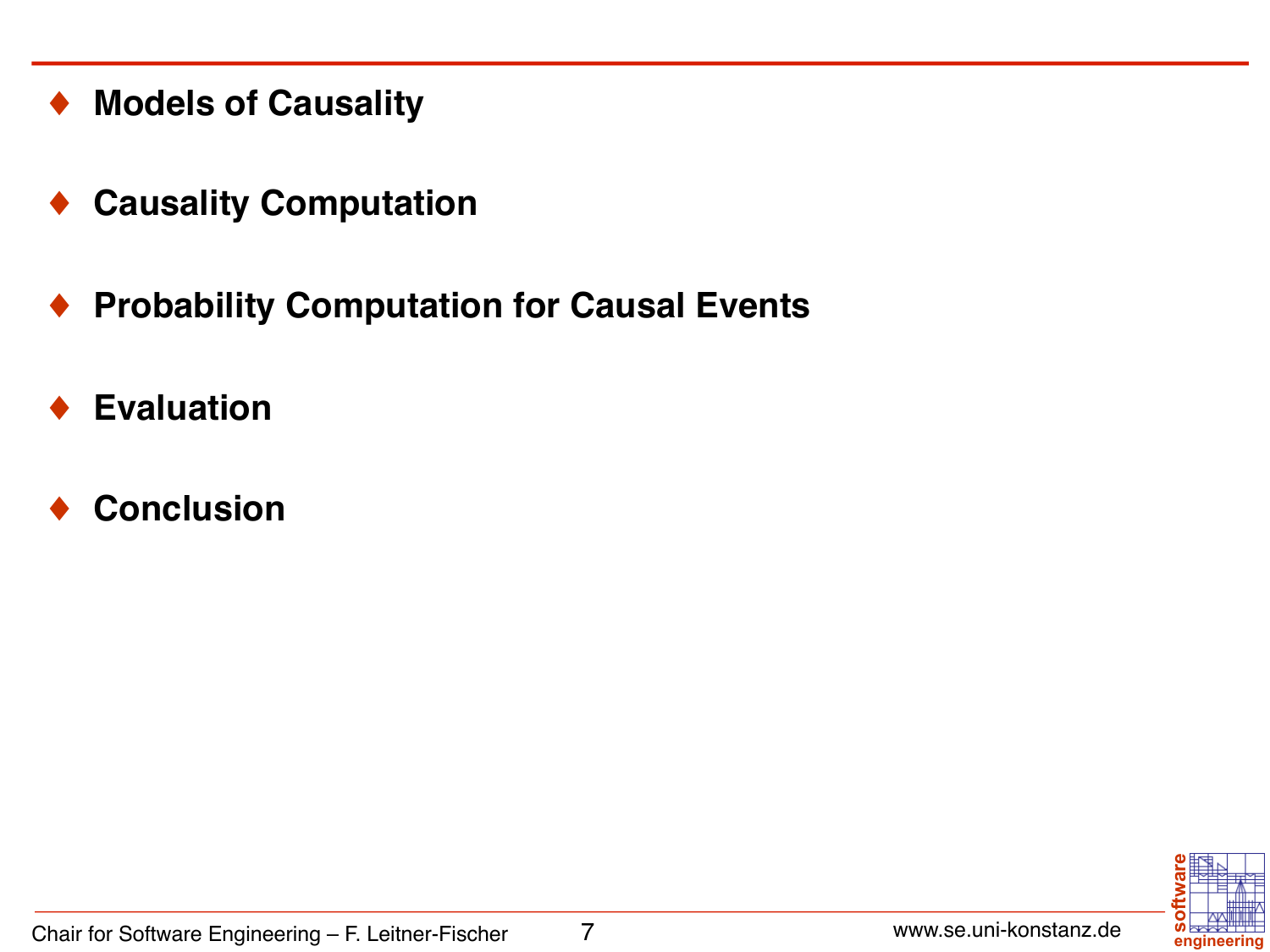- **Models of Causality**
- **Causality Computation**
- **Probability Computation for Causal Events**
- **Evaluation**
- **Conclusion**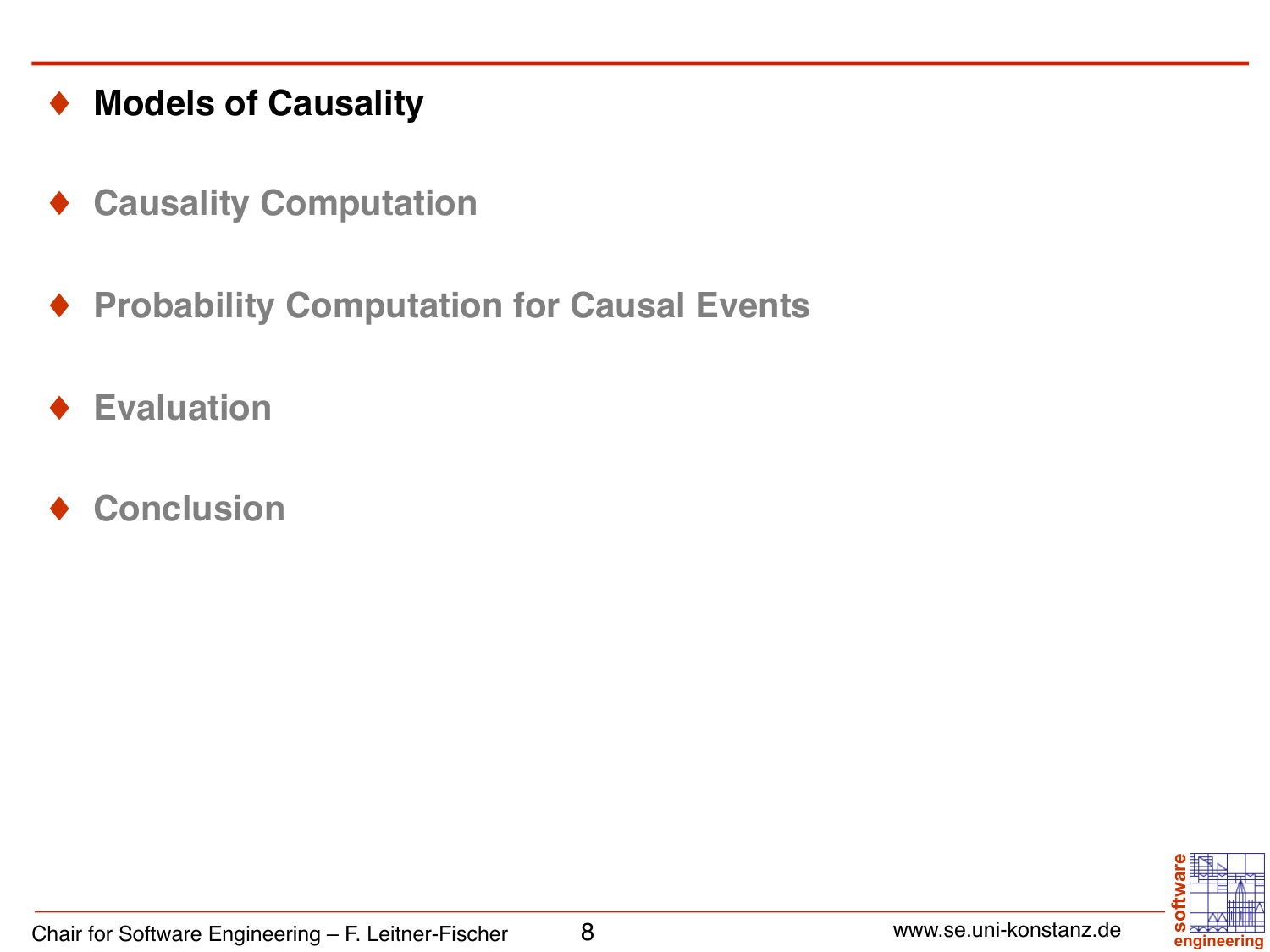- **Models of Causality**
- Causality Computation
- Probability Computation for Causal Events
- Evaluation
- Conclusion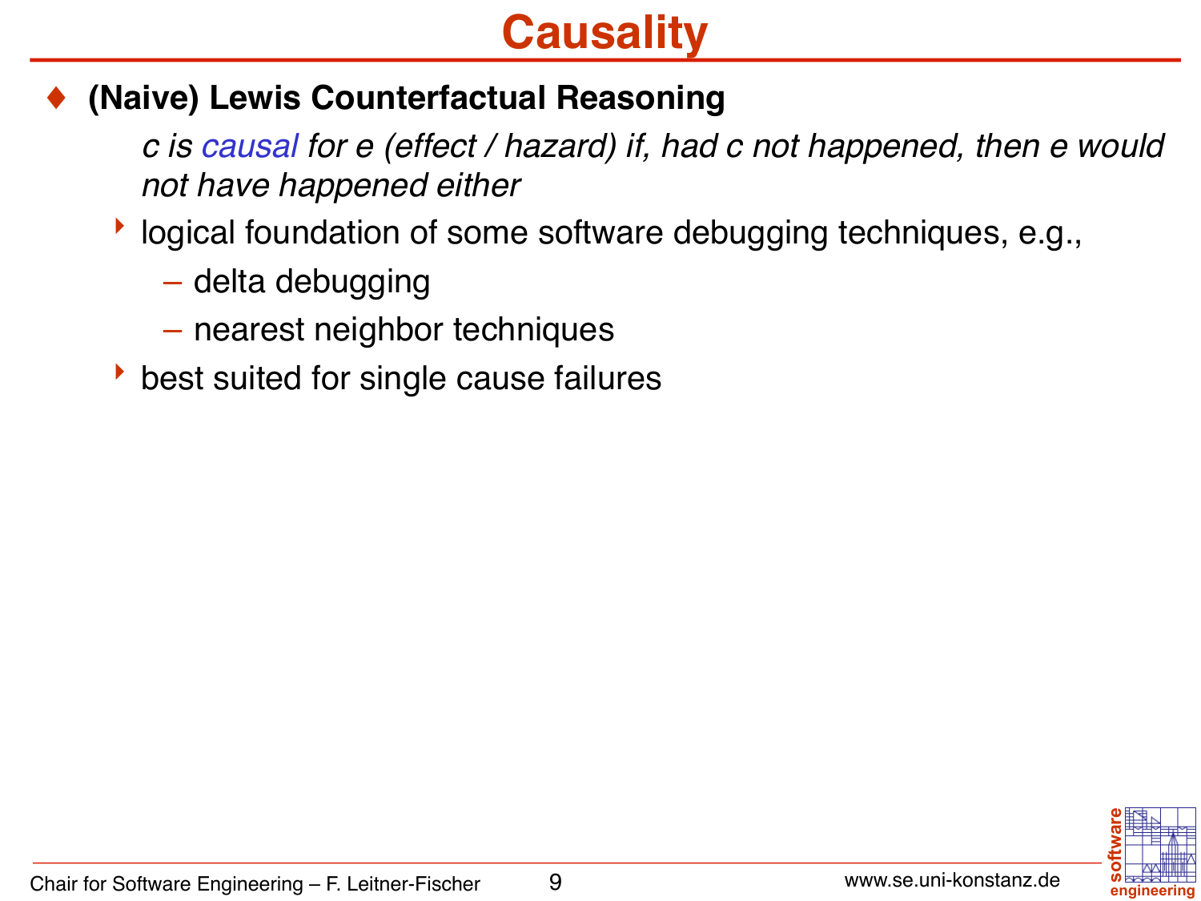# Causality

- **(Naive) Lewis Counterfactual Reasoning**

  *c is causal for e (effect / hazard) if, had c not happened, then e would not have happened either*

  - logical foundation of some software debugging techniques, e.g.,
    - delta debugging
    - nearest neighbor techniques
  - best suited for single cause failures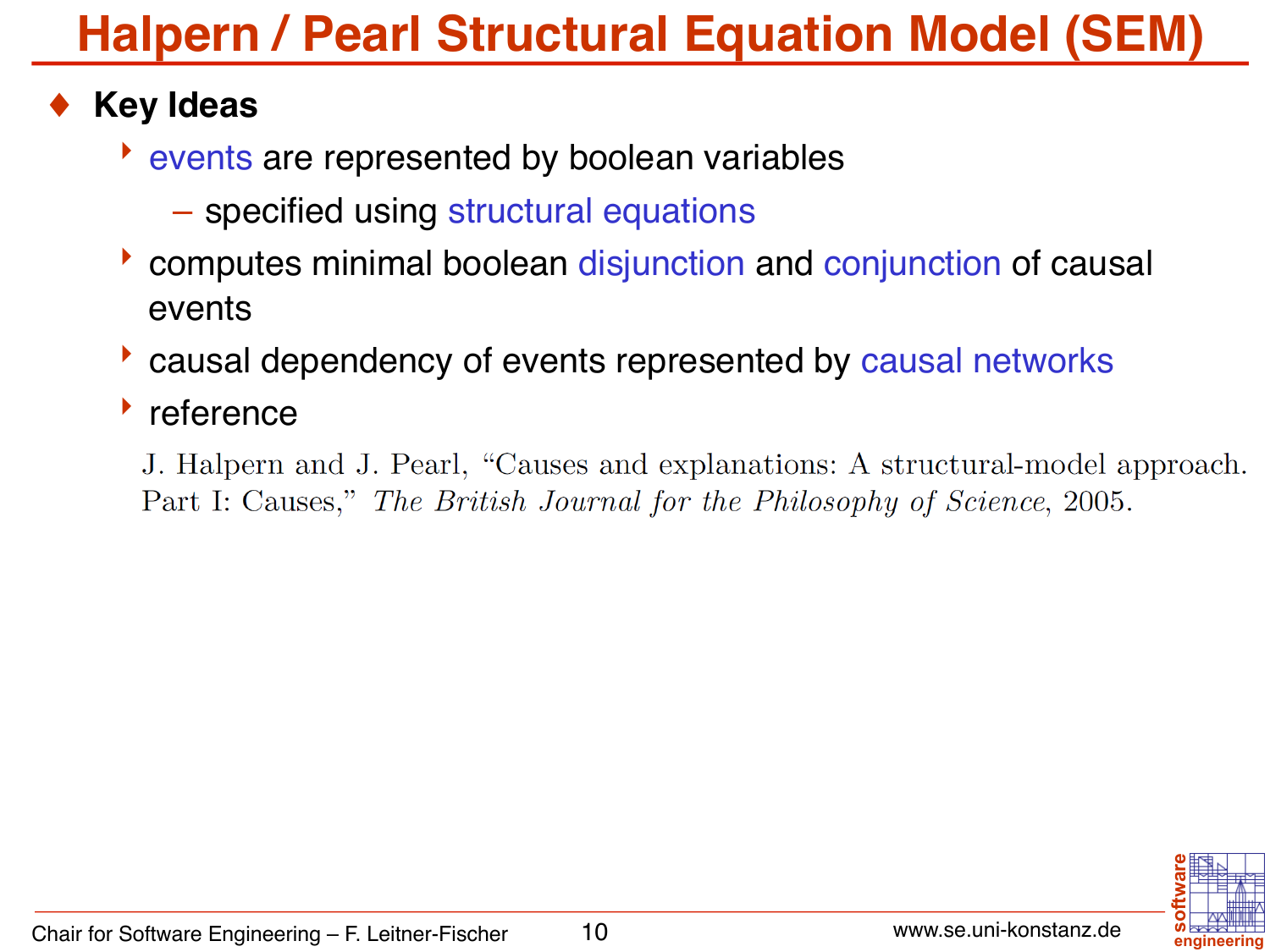# Halpern / Pearl Structural Equation Model (SEM)

- **Key Ideas**
  - events are represented by boolean variables
    - specified using structural equations
  - computes minimal boolean disjunction and conjunction of causal events
  - causal dependency of events represented by causal networks
  - reference

    J. Halpern and J. Pearl, "Causes and explanations: A structural-model approach. Part I: Causes," *The British Journal for the Philosophy of Science*, 2005.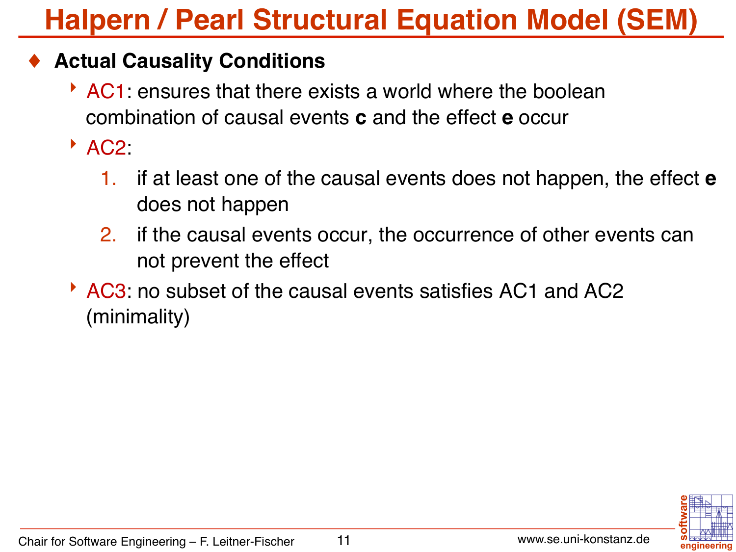# Halpern / Pearl Structural Equation Model (SEM)

- **Actual Causality Conditions**
  - AC1: ensures that there exists a world where the boolean combination of causal events **c** and the effect **e** occur
  - AC2:
    1. if at least one of the causal events does not happen, the effect **e** does not happen
    2. if the causal events occur, the occurrence of other events can not prevent the effect
  - AC3: no subset of the causal events satisfies AC1 and AC2 (minimality)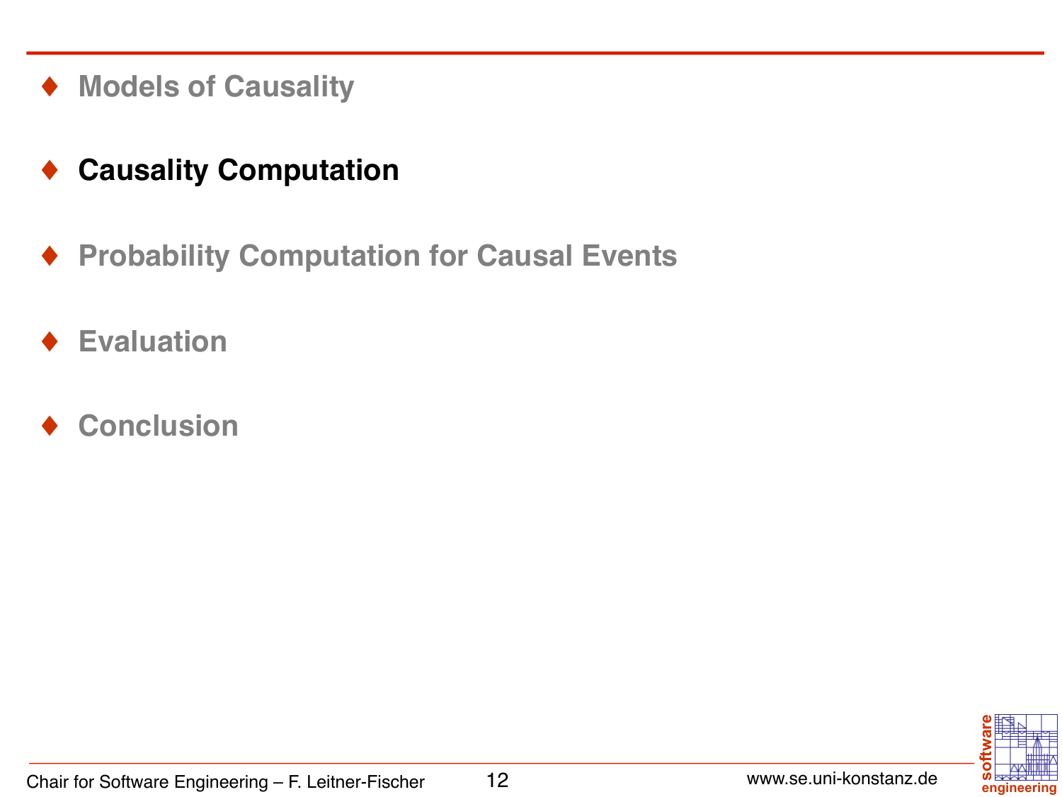- Models of Causality
- **Causality Computation**
- Probability Computation for Causal Events
- Evaluation
- Conclusion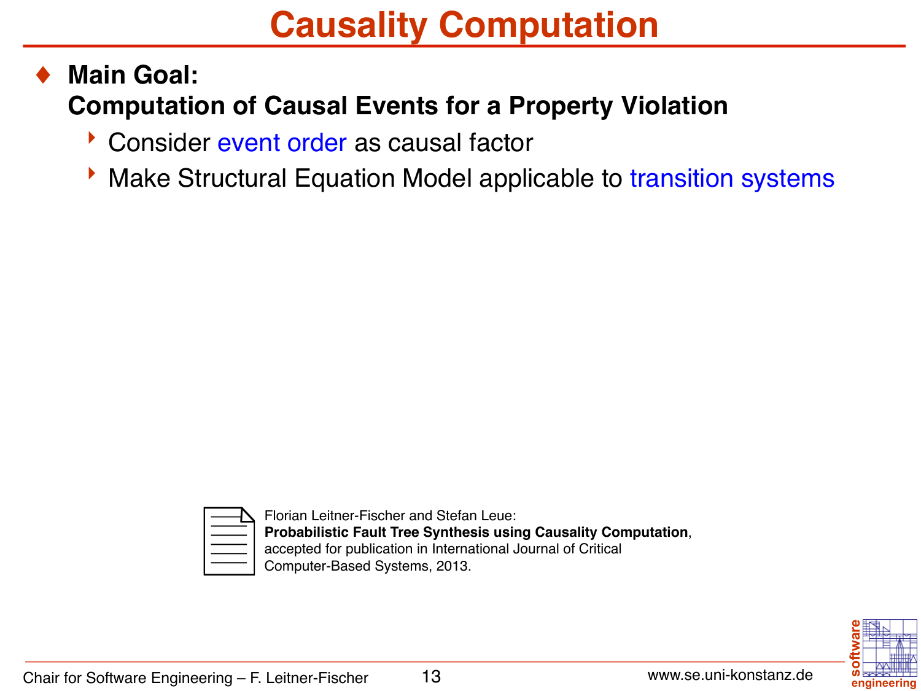# Causality Computation

- **Main Goal:**
  **Computation of Causal Events for a Property Violation**
  - Consider event order as causal factor
  - Make Structural Equation Model applicable to transition systems

Florian Leitner-Fischer and Stefan Leue:
**Probabilistic Fault Tree Synthesis using Causality Computation**,
accepted for publication in International Journal of Critical
Computer-Based Systems, 2013.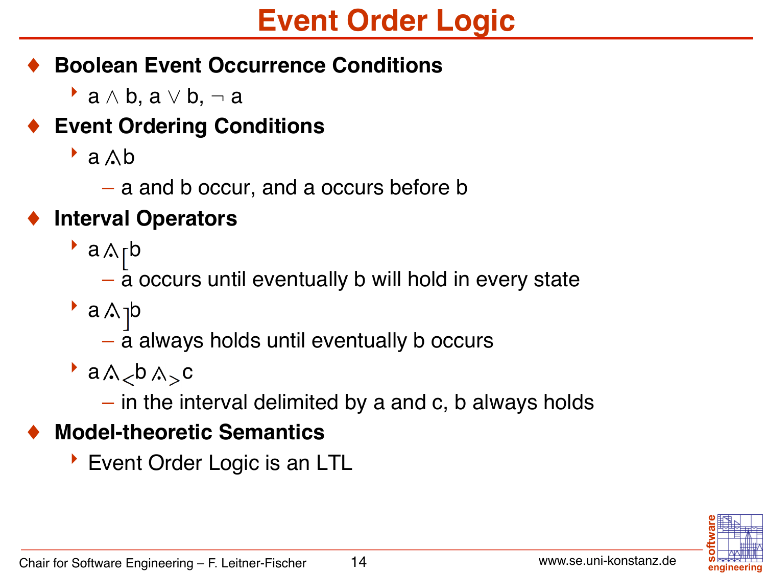# Event Order Logic

- **Boolean Event Occurrence Conditions**
  - $a \wedge b$, $a \vee b$, $\neg a$
- **Event Ordering Conditions**
  - $a \dot{\wedge} b$
    - a and b occur, and a occurs before b
- **Interval Operators**
  - $a \dot{\wedge}_{[} b$
    - a occurs until eventually b will hold in every state
  - $a \dot{\wedge}_{]} b$
    - a always holds until eventually b occurs
  - $a \dot{\wedge}_{<} b \dot{\wedge}_{>} c$
    - in the interval delimited by a and c, b always holds
- **Model-theoretic Semantics**
  - Event Order Logic is an LTL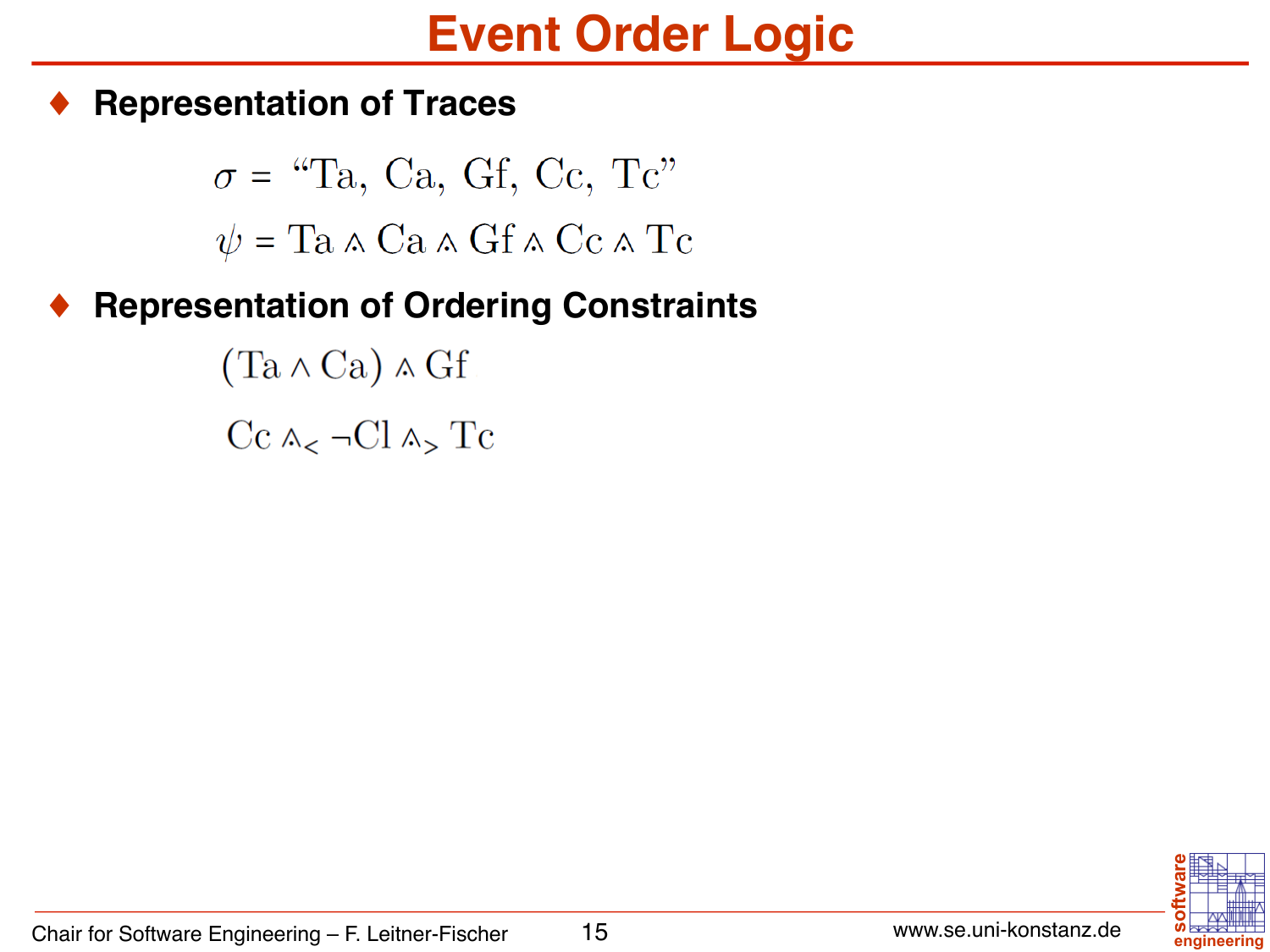# Event Order Logic

- **Representation of Traces**

$$\sigma = \text{“Ta, Ca, Gf, Cc, Tc”}$$

$$\psi = \text{Ta} \mathbin{\dot\wedge} \text{Ca} \mathbin{\dot\wedge} \text{Gf} \mathbin{\dot\wedge} \text{Cc} \mathbin{\dot\wedge} \text{Tc}$$

- **Representation of Ordering Constraints**

$$(\text{Ta} \wedge \text{Ca}) \mathbin{\dot\wedge} \text{Gf}$$

$$\text{Cc} \mathbin{\dot\wedge}_{<} \neg\text{Cl} \mathbin{\dot\wedge}_{>} \text{Tc}$$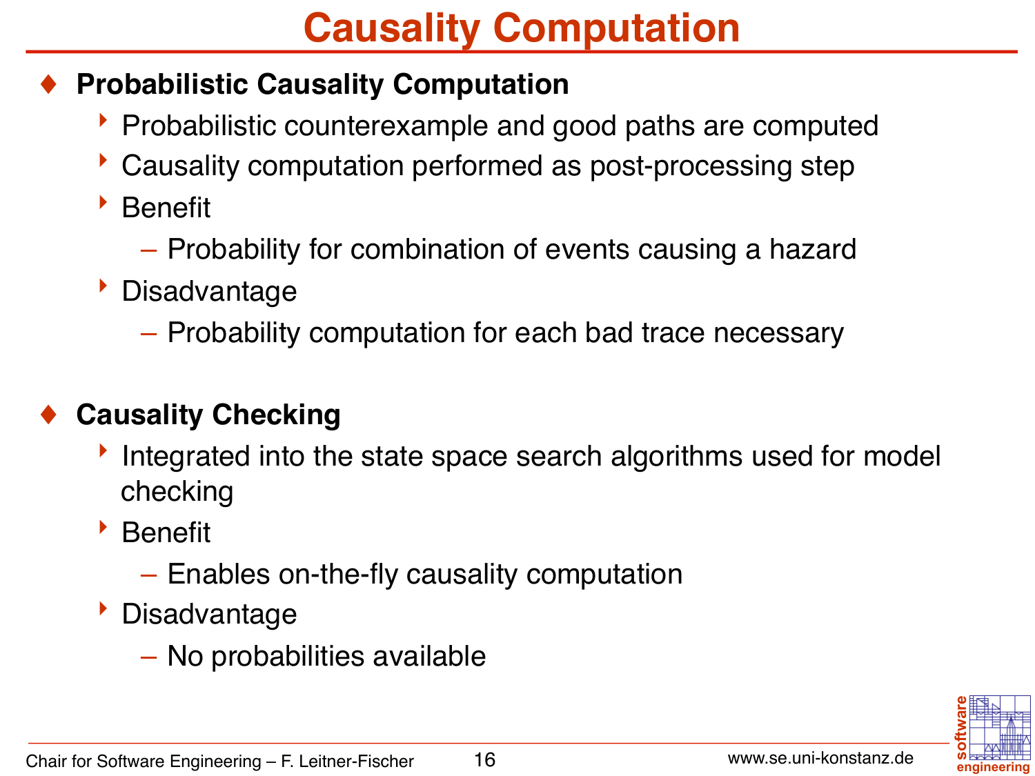# Causality Computation

- **Probabilistic Causality Computation**
  - Probabilistic counterexample and good paths are computed
  - Causality computation performed as post-processing step
  - Benefit
    - Probability for combination of events causing a hazard
  - Disadvantage
    - Probability computation for each bad trace necessary

- **Causality Checking**
  - Integrated into the state space search algorithms used for model checking
  - Benefit
    - Enables on-the-fly causality computation
  - Disadvantage
    - No probabilities available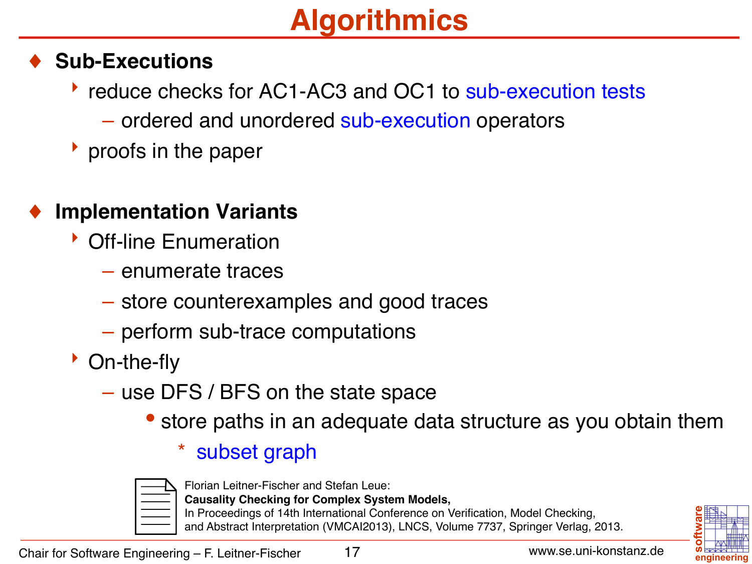# Algorithmics

- **Sub-Executions**
  - reduce checks for AC1-AC3 and OC1 to sub-execution tests
    - ordered and unordered sub-execution operators
  - proofs in the paper

- **Implementation Variants**
  - Off-line Enumeration
    - enumerate traces
    - store counterexamples and good traces
    - perform sub-trace computations
  - On-the-fly
    - use DFS / BFS on the state space
      - store paths in an adequate data structure as you obtain them
        - subset graph

Florian Leitner-Fischer and Stefan Leue:
**Causality Checking for Complex System Models,**
In Proceedings of 14th International Conference on Verification, Model Checking, and Abstract Interpretation (VMCAI2013), LNCS, Volume 7737, Springer Verlag, 2013.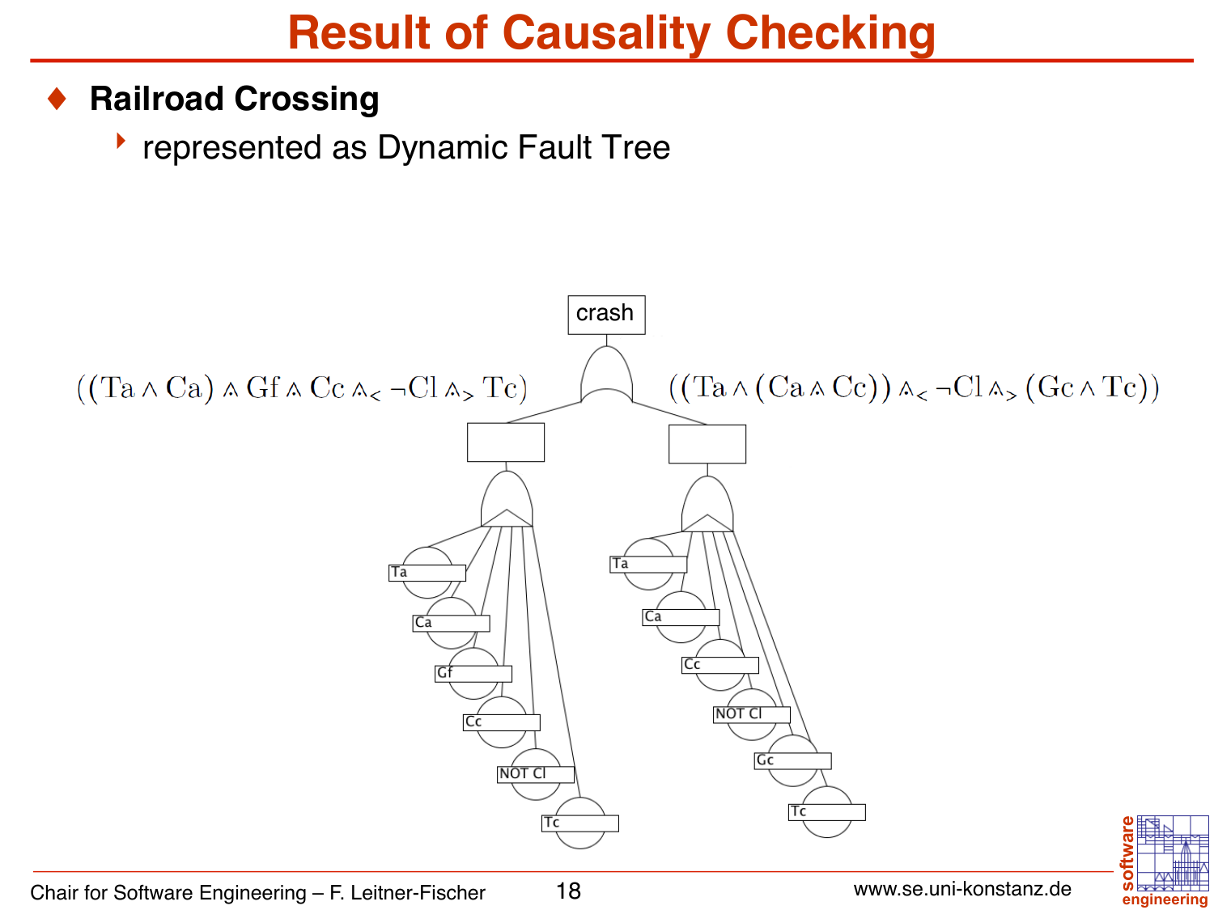# Result of Causality Checking

- **Railroad Crossing**
  - represented as Dynamic Fault Tree

crash

$((\text{Ta} \wedge \text{Ca}) \mathbin{\dot\wedge} \text{Gf} \mathbin{\dot\wedge} \text{Cc} \mathbin{\dot\wedge}_{<} \neg\text{Cl} \mathbin{\dot\wedge}_{>} \text{Tc})$

$((\text{Ta} \wedge (\text{Ca} \mathbin{\dot\wedge} \text{Cc})) \mathbin{\dot\wedge}_{<} \neg\text{Cl} \mathbin{\dot\wedge}_{>} (\text{Gc} \wedge \text{Tc}))$

Ta, Ca, Gf, Cc, NOT Cl, Tc

Ta, Ca, Cc, NOT Cl, Gc, Tc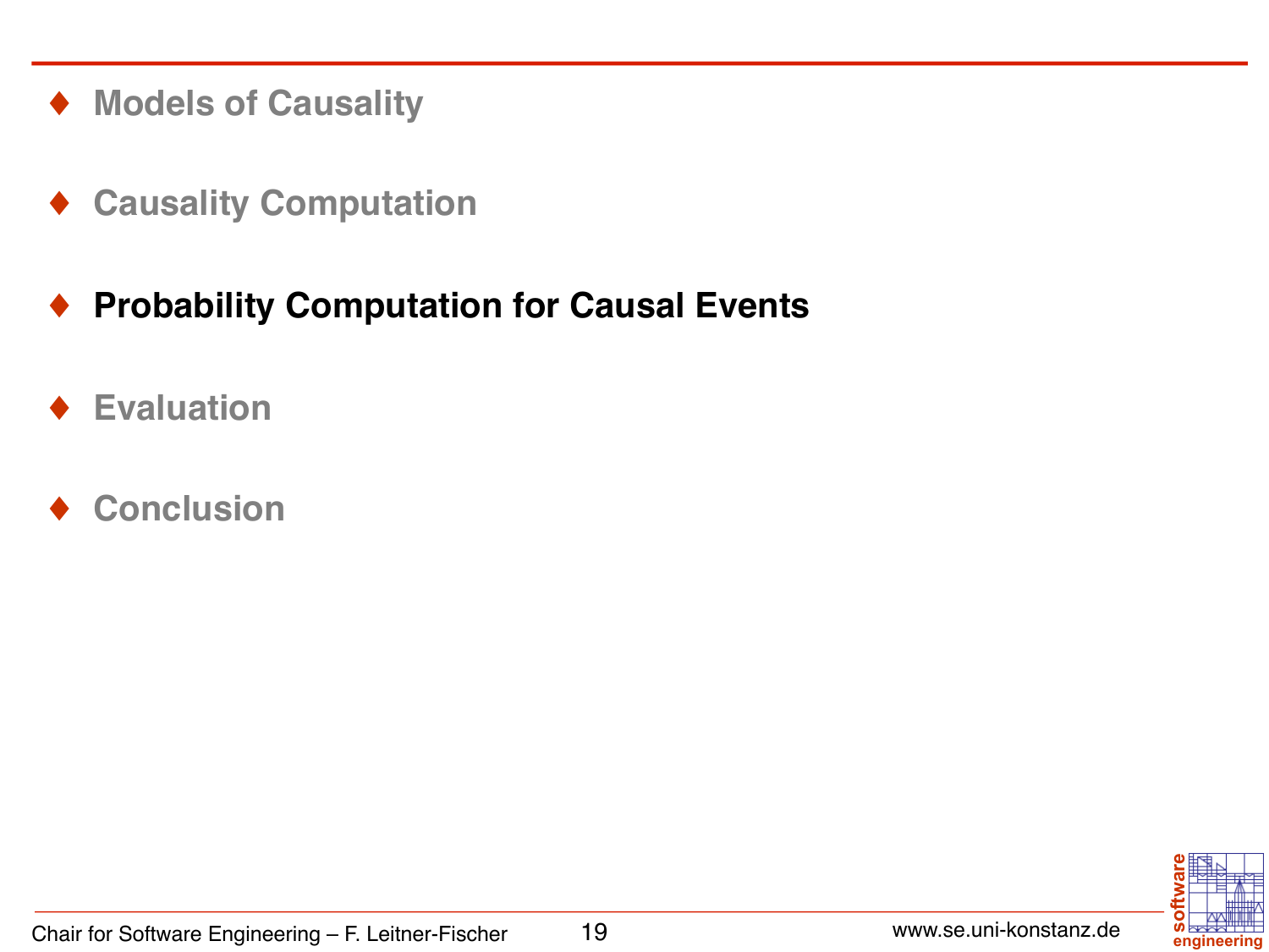- Models of Causality
- Causality Computation
- **Probability Computation for Causal Events**
- Evaluation
- Conclusion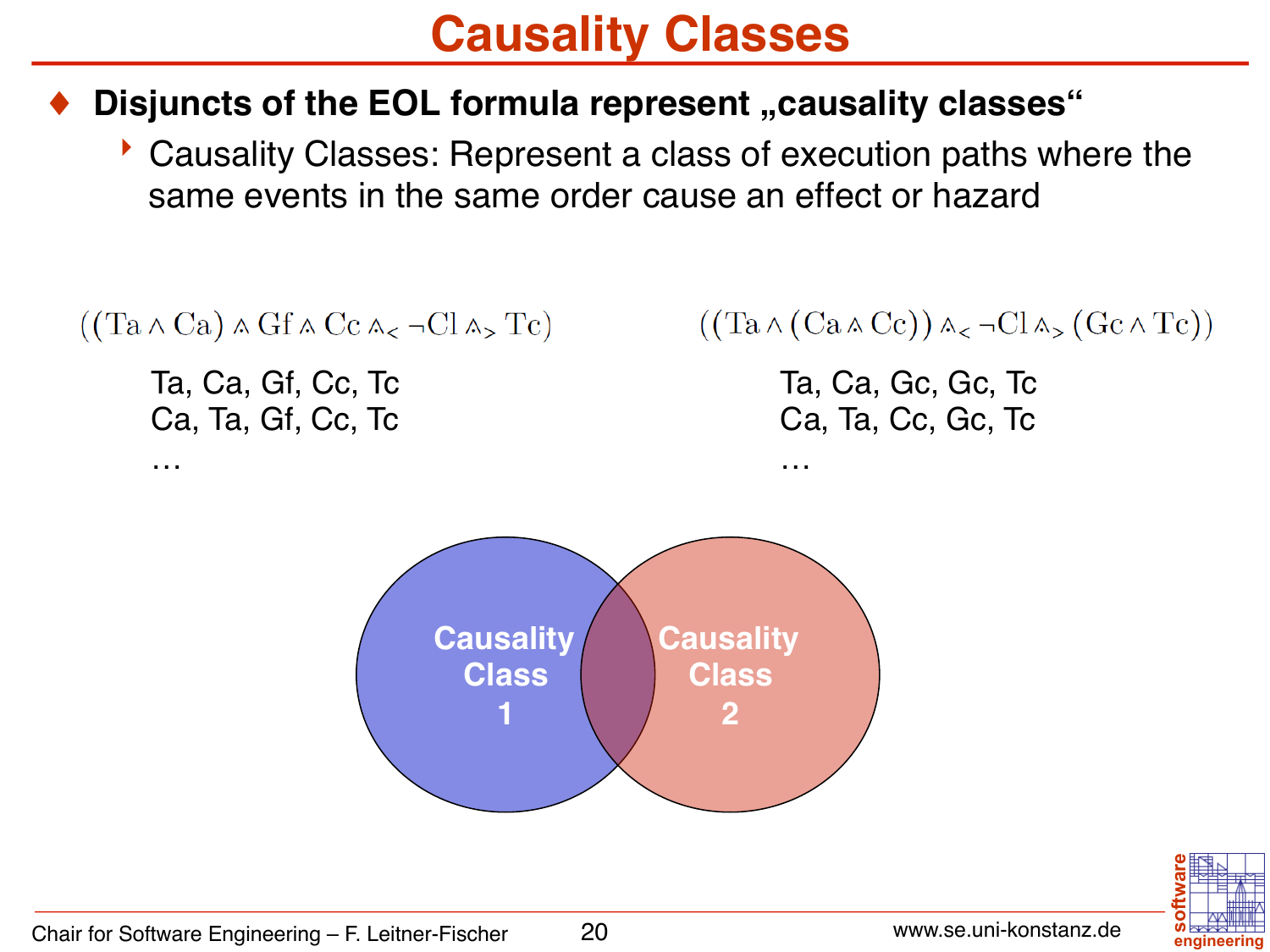# Causality Classes

- **Disjuncts of the EOL formula represent „causality classes“**
  - Causality Classes: Represent a class of execution paths where the same events in the same order cause an effect or hazard

$((\mathrm{Ta} \wedge \mathrm{Ca}) \mathbin{\dot\wedge} \mathrm{Gf} \mathbin{\dot\wedge} \mathrm{Cc} \mathbin{\dot\wedge}_{<} \neg \mathrm{Cl} \mathbin{\dot\wedge}_{>} \mathrm{Tc})$

Ta, Ca, Gf, Cc, Tc
Ca, Ta, Gf, Cc, Tc
…

$((\mathrm{Ta} \wedge (\mathrm{Ca} \mathbin{\dot\wedge} \mathrm{Cc})) \mathbin{\dot\wedge}_{<} \neg \mathrm{Cl} \mathbin{\dot\wedge}_{>} (\mathrm{Gc} \wedge \mathrm{Tc}))$

Ta, Ca, Gc, Gc, Tc
Ca, Ta, Cc, Gc, Tc
…

Causality Class 1

Causality Class 2

Chair for Software Engineering – F. Leitner-Fischer

www.se.uni-konstanz.de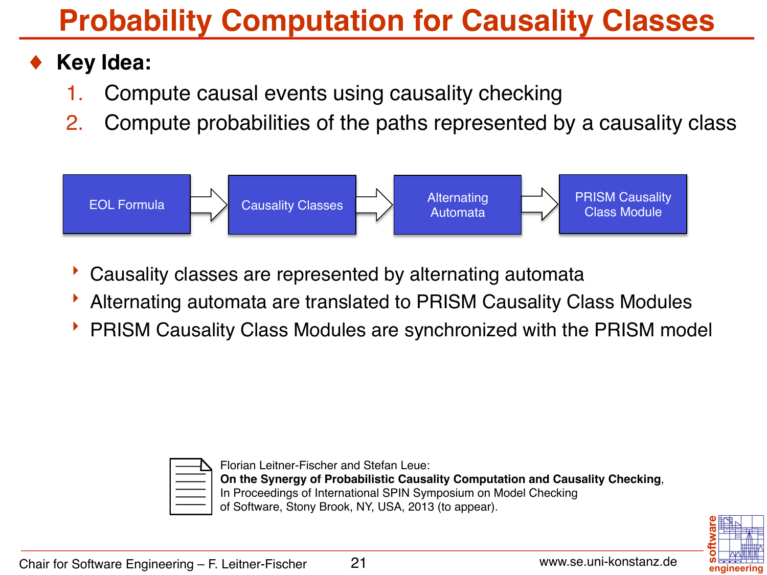# Probability Computation for Causality Classes

- **Key Idea:**
  1. Compute causal events using causality checking
  2. Compute probabilities of the paths represented by a causality class

EOL Formula → Causality Classes → Alternating Automata → PRISM Causality Class Module

- Causality classes are represented by alternating automata
- Alternating automata are translated to PRISM Causality Class Modules
- PRISM Causality Class Modules are synchronized with the PRISM model

Florian Leitner-Fischer and Stefan Leue:
**On the Synergy of Probabilistic Causality Computation and Causality Checking**,
In Proceedings of International SPIN Symposium on Model Checking of Software, Stony Brook, NY, USA, 2013 (to appear).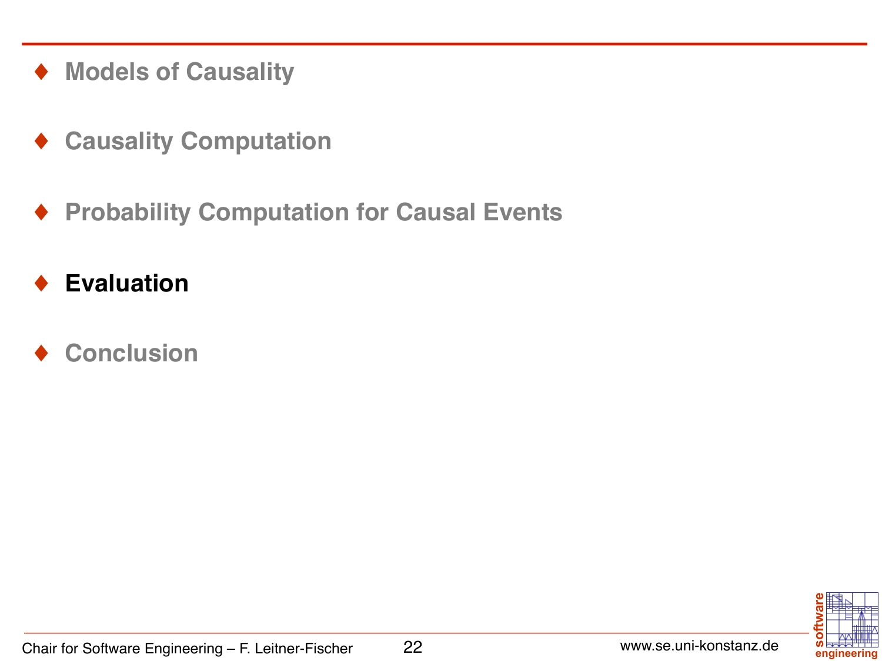- Models of Causality
- Causality Computation
- Probability Computation for Causal Events
- **Evaluation**
- Conclusion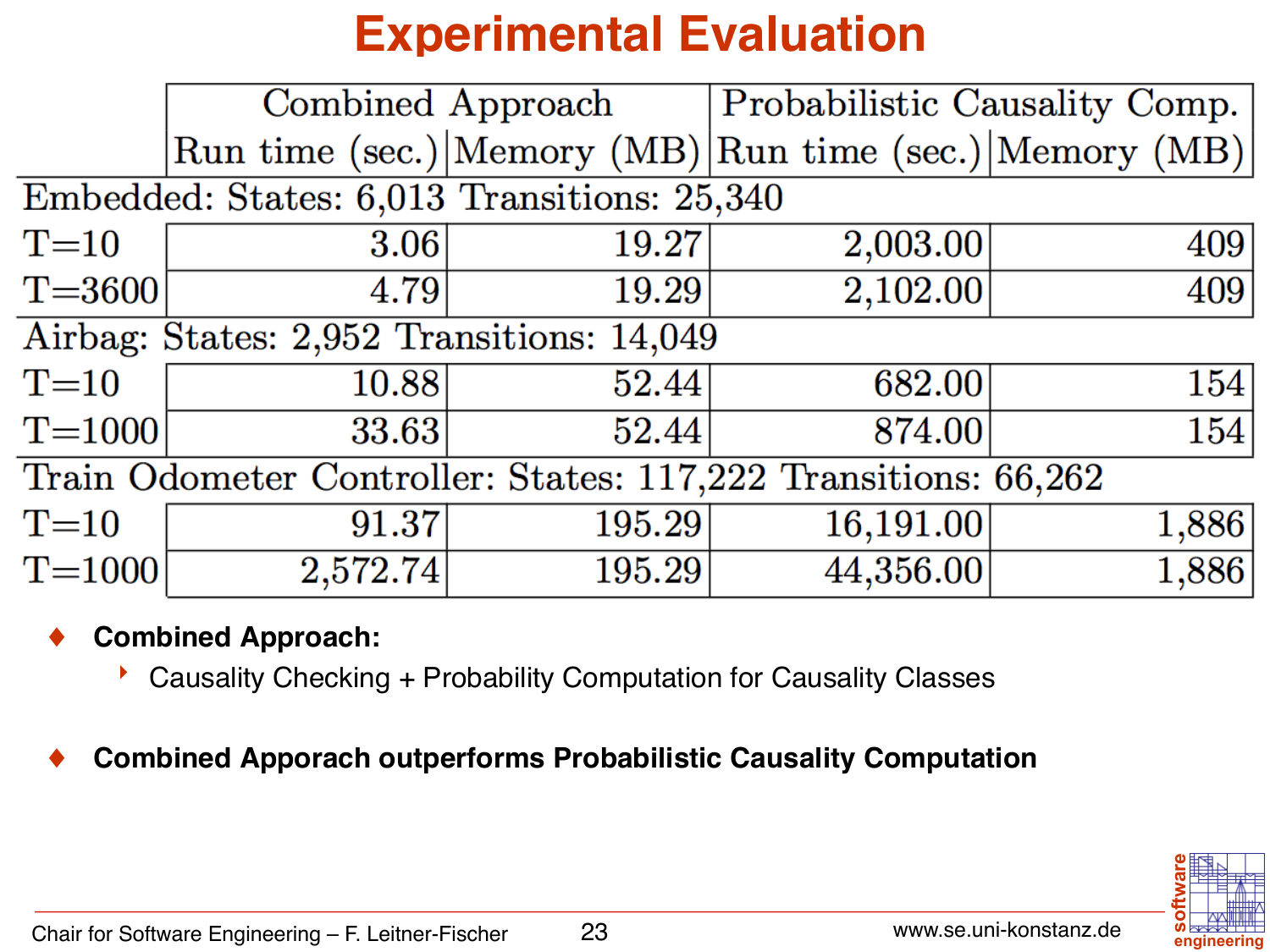# Experimental Evaluation

| | Combined Approach | | Probabilistic Causality Comp. | |
|---|---|---|---|---|
| | Run time (sec.) | Memory (MB) | Run time (sec.) | Memory (MB) |
| **Embedded: States: 6,013 Transitions: 25,340** | | | | |
| T=10 | 3.06 | 19.27 | 2,003.00 | 409 |
| T=3600 | 4.79 | 19.29 | 2,102.00 | 409 |
| **Airbag: States: 2,952 Transitions: 14,049** | | | | |
| T=10 | 10.88 | 52.44 | 682.00 | 154 |
| T=1000 | 33.63 | 52.44 | 874.00 | 154 |
| **Train Odometer Controller: States: 117,222 Transitions: 66,262** | | | | |
| T=10 | 91.37 | 195.29 | 16,191.00 | 1,886 |
| T=1000 | 2,572.74 | 195.29 | 44,356.00 | 1,886 |

- **Combined Approach:**
  - Causality Checking + Probability Computation for Causality Classes
- **Combined Apporach outperforms Probabilistic Causality Computation**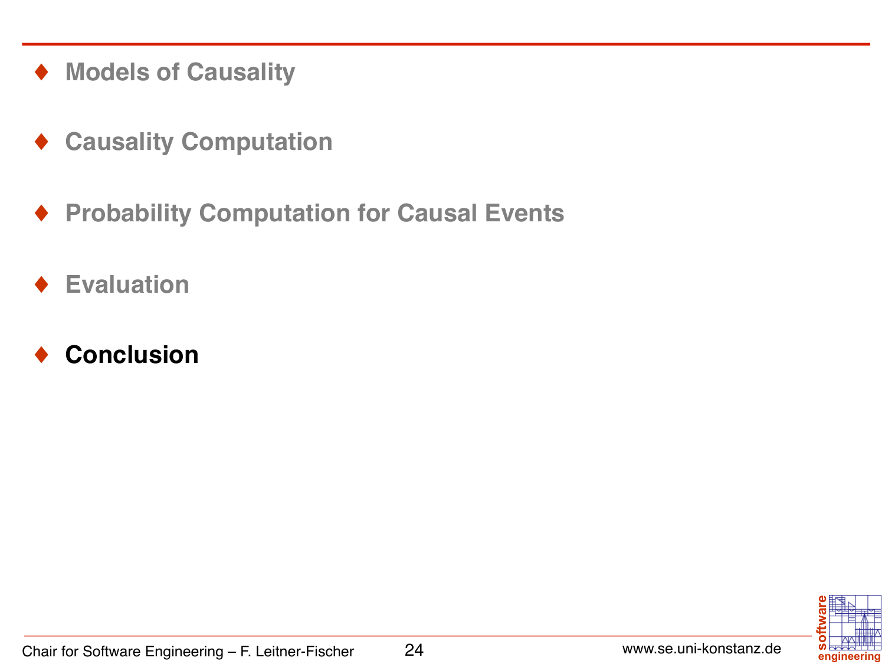- Models of Causality
- Causality Computation
- Probability Computation for Causal Events
- Evaluation
- **Conclusion**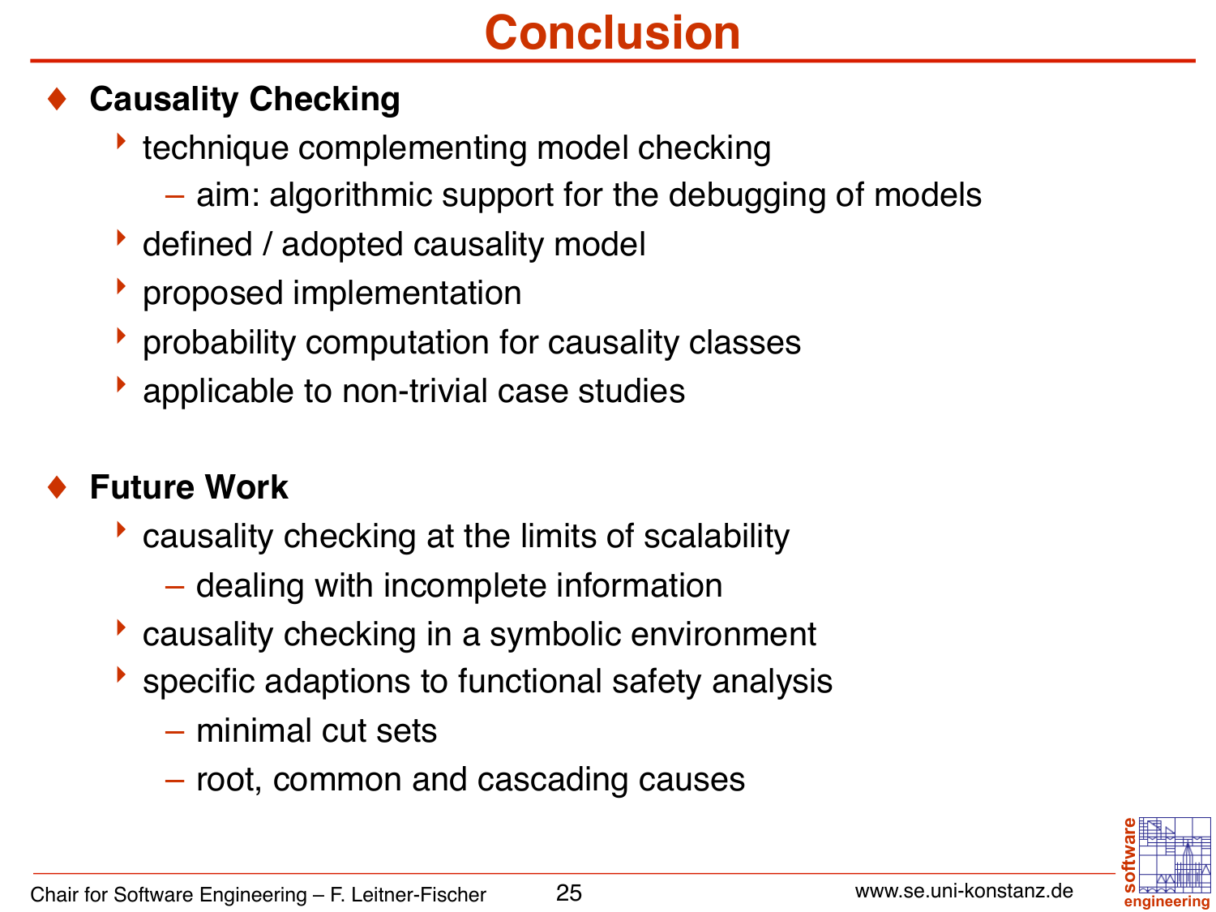# Conclusion

- **Causality Checking**
  - technique complementing model checking
    - aim: algorithmic support for the debugging of models
  - defined / adopted causality model
  - proposed implementation
  - probability computation for causality classes
  - applicable to non-trivial case studies

- **Future Work**
  - causality checking at the limits of scalability
    - dealing with incomplete information
  - causality checking in a symbolic environment
  - specific adaptions to functional safety analysis
    - minimal cut sets
    - root, common and cascading causes